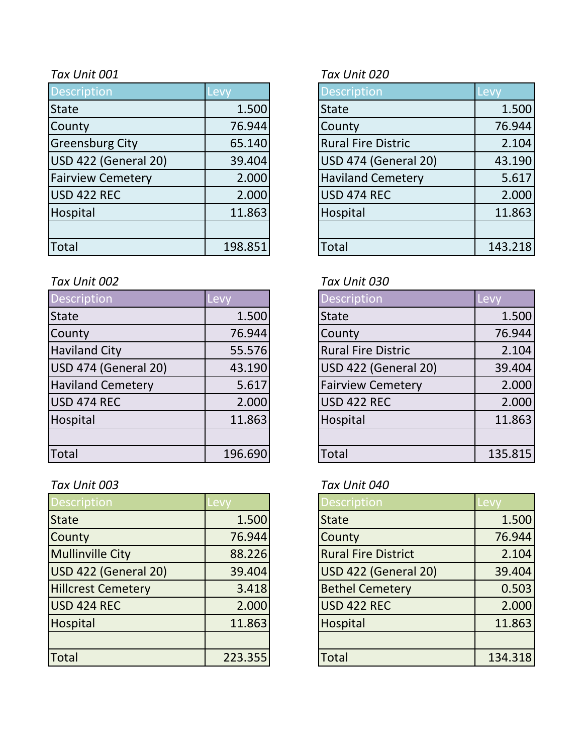*Tax Unit 001*

| Description | Levy |
|---|---|
| State | 1.500 |
| County | 76.944 |
| Greensburg City | 65.140 |
| USD 422 (General 20) | 39.404 |
| Fairview Cemetery | 2.000 |
| USD 422 REC | 2.000 |
| Hospital | 11.863 |
| | |
| Total | 198.851 |

*Tax Unit 002*

| Description | Levy |
|---|---|
| State | 1.500 |
| County | 76.944 |
| Haviland City | 55.576 |
| USD 474 (General 20) | 43.190 |
| Haviland Cemetery | 5.617 |
| USD 474 REC | 2.000 |
| Hospital | 11.863 |
| | |
| Total | 196.690 |

*Tax Unit 003*

| Description | Levy |
|---|---|
| State | 1.500 |
| County | 76.944 |
| Mullinville City | 88.226 |
| USD 422 (General 20) | 39.404 |
| Hillcrest Cemetery | 3.418 |
| USD 424 REC | 2.000 |
| Hospital | 11.863 |
| | |
| Total | 223.355 |

*Tax Unit 020*

| Description | Levy |
|---|---|
| State | 1.500 |
| County | 76.944 |
| Rural Fire Distric | 2.104 |
| USD 474 (General 20) | 43.190 |
| Haviland Cemetery | 5.617 |
| USD 474 REC | 2.000 |
| Hospital | 11.863 |
| | |
| Total | 143.218 |

*Tax Unit 030*

| Description | Levy |
|---|---|
| State | 1.500 |
| County | 76.944 |
| Rural Fire Distric | 2.104 |
| USD 422 (General 20) | 39.404 |
| Fairview Cemetery | 2.000 |
| USD 422 REC | 2.000 |
| Hospital | 11.863 |
| | |
| Total | 135.815 |

*Tax Unit 040*

| Description | Levy |
|---|---|
| State | 1.500 |
| County | 76.944 |
| Rural Fire District | 2.104 |
| USD 422 (General 20) | 39.404 |
| Bethel Cemetery | 0.503 |
| USD 422 REC | 2.000 |
| Hospital | 11.863 |
| | |
| Total | 134.318 |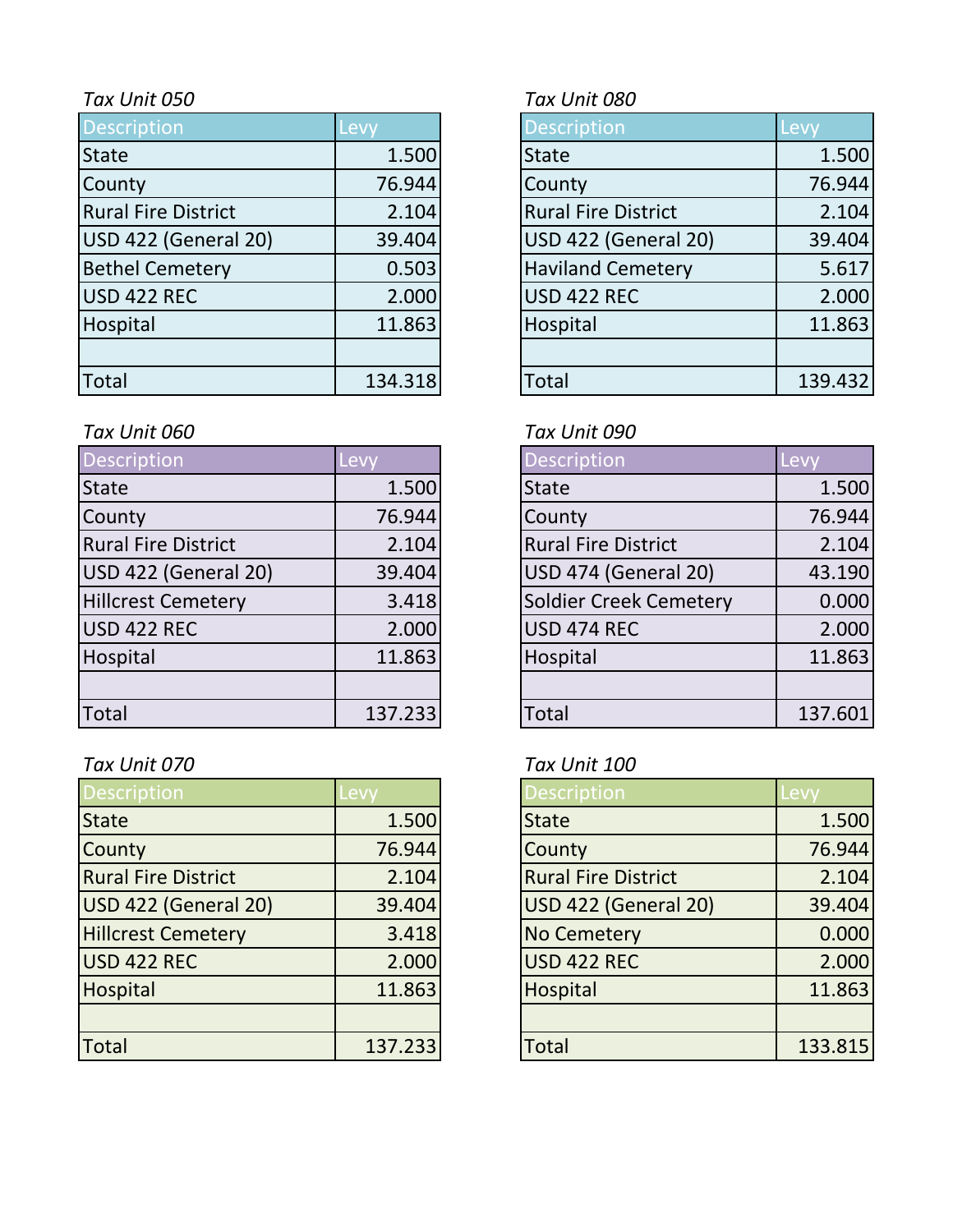*Tax Unit 050*

| Description | Levy |
|---|---|
| State | 1.500 |
| County | 76.944 |
| Rural Fire District | 2.104 |
| USD 422 (General 20) | 39.404 |
| Bethel Cemetery | 0.503 |
| USD 422 REC | 2.000 |
| Hospital | 11.863 |
| | |
| Total | 134.318 |

*Tax Unit 080*

| Description | Levy |
|---|---|
| State | 1.500 |
| County | 76.944 |
| Rural Fire District | 2.104 |
| USD 422 (General 20) | 39.404 |
| Haviland Cemetery | 5.617 |
| USD 422 REC | 2.000 |
| Hospital | 11.863 |
| | |
| Total | 139.432 |

*Tax Unit 060*

| Description | Levy |
|---|---|
| State | 1.500 |
| County | 76.944 |
| Rural Fire District | 2.104 |
| USD 422 (General 20) | 39.404 |
| Hillcrest Cemetery | 3.418 |
| USD 422 REC | 2.000 |
| Hospital | 11.863 |
| | |
| Total | 137.233 |

*Tax Unit 090*

| Description | Levy |
|---|---|
| State | 1.500 |
| County | 76.944 |
| Rural Fire District | 2.104 |
| USD 474 (General 20) | 43.190 |
| Soldier Creek Cemetery | 0.000 |
| USD 474 REC | 2.000 |
| Hospital | 11.863 |
| | |
| Total | 137.601 |

*Tax Unit 070*

| Description | Levy |
|---|---|
| State | 1.500 |
| County | 76.944 |
| Rural Fire District | 2.104 |
| USD 422 (General 20) | 39.404 |
| Hillcrest Cemetery | 3.418 |
| USD 422 REC | 2.000 |
| Hospital | 11.863 |
| | |
| Total | 137.233 |

*Tax Unit 100*

| Description | Levy |
|---|---|
| State | 1.500 |
| County | 76.944 |
| Rural Fire District | 2.104 |
| USD 422 (General 20) | 39.404 |
| No Cemetery | 0.000 |
| USD 422 REC | 2.000 |
| Hospital | 11.863 |
| | |
| Total | 133.815 |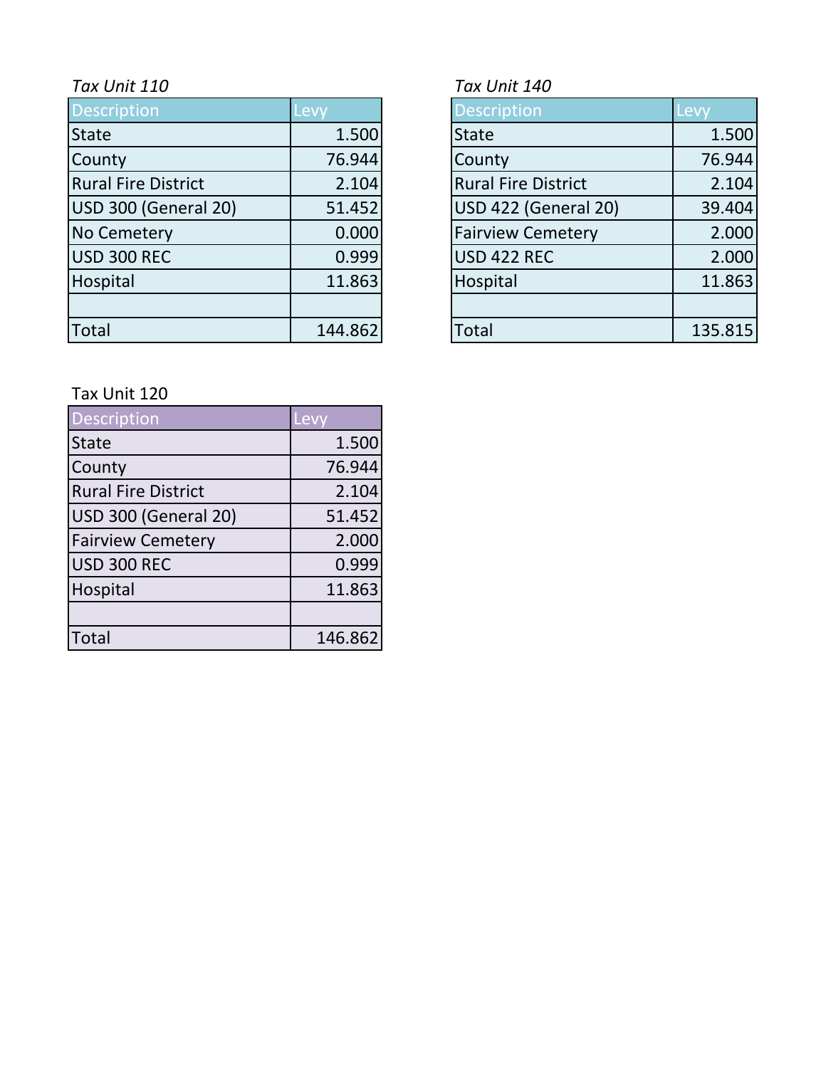*Tax Unit 110*

| Description | Levy |
|---|---|
| State | 1.500 |
| County | 76.944 |
| Rural Fire District | 2.104 |
| USD 300 (General 20) | 51.452 |
| No Cemetery | 0.000 |
| USD 300 REC | 0.999 |
| Hospital | 11.863 |
| | |
| Total | 144.862 |

*Tax Unit 140*

| Description | Levy |
|---|---|
| State | 1.500 |
| County | 76.944 |
| Rural Fire District | 2.104 |
| USD 422 (General 20) | 39.404 |
| Fairview Cemetery | 2.000 |
| USD 422 REC | 2.000 |
| Hospital | 11.863 |
| | |
| Total | 135.815 |

Tax Unit 120

| Description | Levy |
|---|---|
| State | 1.500 |
| County | 76.944 |
| Rural Fire District | 2.104 |
| USD 300 (General 20) | 51.452 |
| Fairview Cemetery | 2.000 |
| USD 300 REC | 0.999 |
| Hospital | 11.863 |
| | |
| Total | 146.862 |